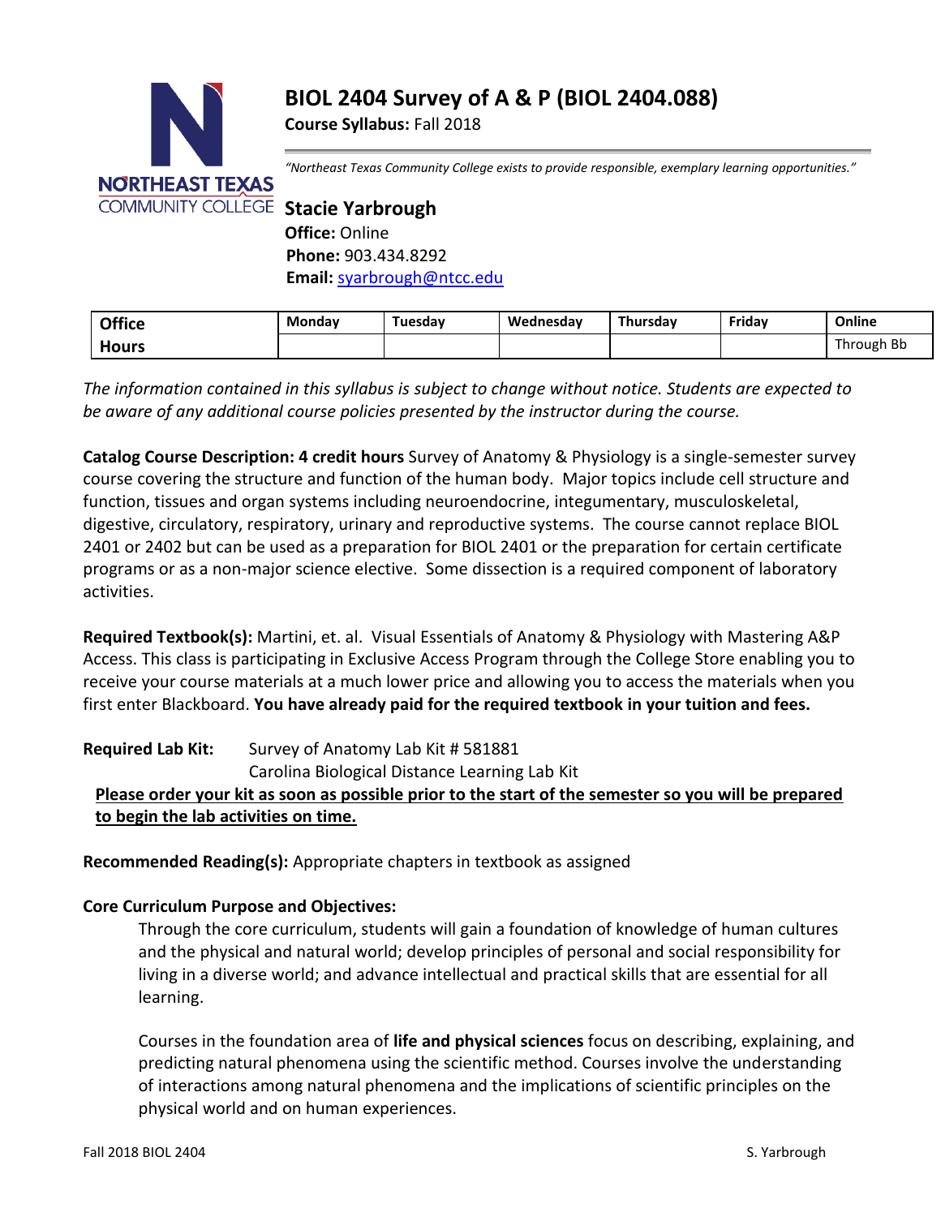# BIOL 2404 Survey of A & P (BIOL 2404.088)

**Course Syllabus:** Fall 2018

*"Northeast Texas Community College exists to provide responsible, exemplary learning opportunities."*

**Stacie Yarbrough**

**Office:** Online
**Phone:** 903.434.8292
**Email:** syarbrough@ntcc.edu

| Office Hours | Monday | Tuesday | Wednesday | Thursday | Friday | Online |
|---|---|---|---|---|---|---|
| | | | | | | Through Bb |

*The information contained in this syllabus is subject to change without notice. Students are expected to be aware of any additional course policies presented by the instructor during the course.*

**Catalog Course Description: 4 credit hours** Survey of Anatomy & Physiology is a single-semester survey course covering the structure and function of the human body. Major topics include cell structure and function, tissues and organ systems including neuroendocrine, integumentary, musculoskeletal, digestive, circulatory, respiratory, urinary and reproductive systems. The course cannot replace BIOL 2401 or 2402 but can be used as a preparation for BIOL 2401 or the preparation for certain certificate programs or as a non-major science elective. Some dissection is a required component of laboratory activities.

**Required Textbook(s):** Martini, et. al. Visual Essentials of Anatomy & Physiology with Mastering A&P Access. This class is participating in Exclusive Access Program through the College Store enabling you to receive your course materials at a much lower price and allowing you to access the materials when you first enter Blackboard. **You have already paid for the required textbook in your tuition and fees.**

**Required Lab Kit:** Survey of Anatomy Lab Kit # 581881
Carolina Biological Distance Learning Lab Kit

**Please order your kit as soon as possible prior to the start of the semester so you will be prepared to begin the lab activities on time.**

**Recommended Reading(s):** Appropriate chapters in textbook as assigned

**Core Curriculum Purpose and Objectives:**

Through the core curriculum, students will gain a foundation of knowledge of human cultures and the physical and natural world; develop principles of personal and social responsibility for living in a diverse world; and advance intellectual and practical skills that are essential for all learning.

Courses in the foundation area of **life and physical sciences** focus on describing, explaining, and predicting natural phenomena using the scientific method. Courses involve the understanding of interactions among natural phenomena and the implications of scientific principles on the physical world and on human experiences.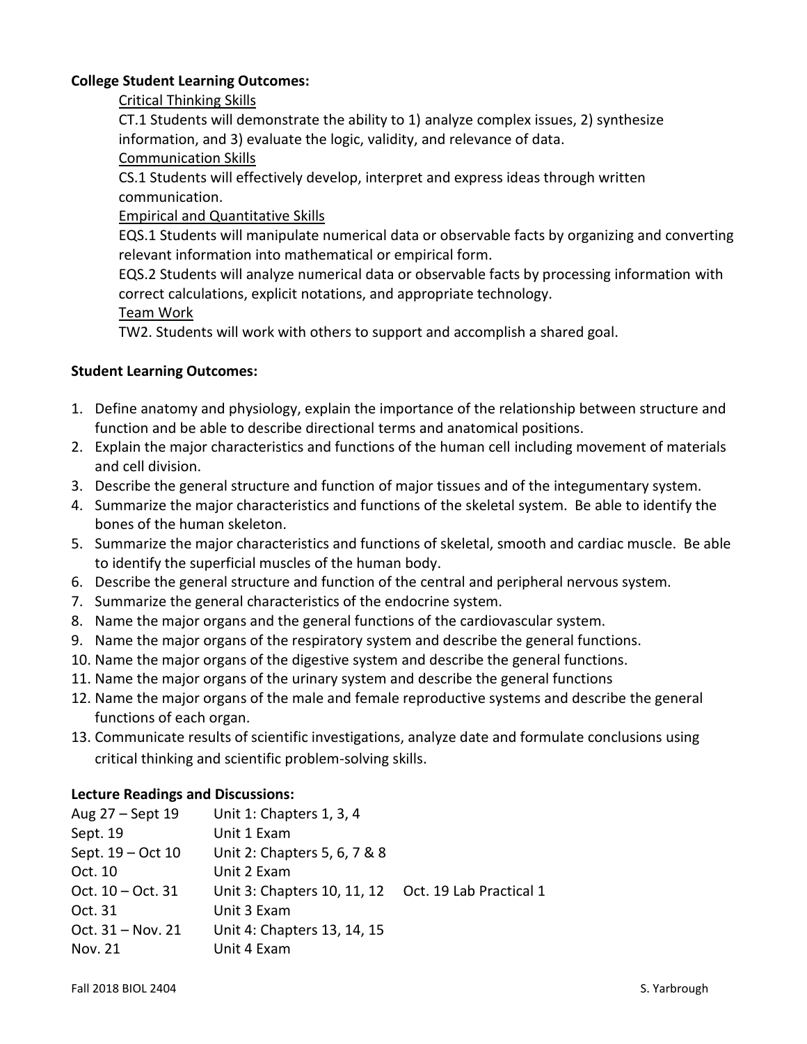**College Student Learning Outcomes:**

Critical Thinking Skills

CT.1 Students will demonstrate the ability to 1) analyze complex issues, 2) synthesize information, and 3) evaluate the logic, validity, and relevance of data.

Communication Skills

CS.1 Students will effectively develop, interpret and express ideas through written communication.

Empirical and Quantitative Skills

EQS.1 Students will manipulate numerical data or observable facts by organizing and converting relevant information into mathematical or empirical form.

EQS.2 Students will analyze numerical data or observable facts by processing information with correct calculations, explicit notations, and appropriate technology.

Team Work

TW2. Students will work with others to support and accomplish a shared goal.

**Student Learning Outcomes:**

1. Define anatomy and physiology, explain the importance of the relationship between structure and function and be able to describe directional terms and anatomical positions.
2. Explain the major characteristics and functions of the human cell including movement of materials and cell division.
3. Describe the general structure and function of major tissues and of the integumentary system.
4. Summarize the major characteristics and functions of the skeletal system. Be able to identify the bones of the human skeleton.
5. Summarize the major characteristics and functions of skeletal, smooth and cardiac muscle. Be able to identify the superficial muscles of the human body.
6. Describe the general structure and function of the central and peripheral nervous system.
7. Summarize the general characteristics of the endocrine system.
8. Name the major organs and the general functions of the cardiovascular system.
9. Name the major organs of the respiratory system and describe the general functions.
10. Name the major organs of the digestive system and describe the general functions.
11. Name the major organs of the urinary system and describe the general functions
12. Name the major organs of the male and female reproductive systems and describe the general functions of each organ.
13. Communicate results of scientific investigations, analyze date and formulate conclusions using critical thinking and scientific problem-solving skills.

**Lecture Readings and Discussions:**

| | | |
|---|---|---|
| Aug 27 – Sept 19 | Unit 1: Chapters 1, 3, 4 | |
| Sept. 19 | Unit 1 Exam | |
| Sept. 19 – Oct 10 | Unit 2: Chapters 5, 6, 7 & 8 | |
| Oct. 10 | Unit 2 Exam | |
| Oct. 10 – Oct. 31 | Unit 3: Chapters 10, 11, 12 | Oct. 19 Lab Practical 1 |
| Oct. 31 | Unit 3 Exam | |
| Oct. 31 – Nov. 21 | Unit 4: Chapters 13, 14, 15 | |
| Nov. 21 | Unit 4 Exam | |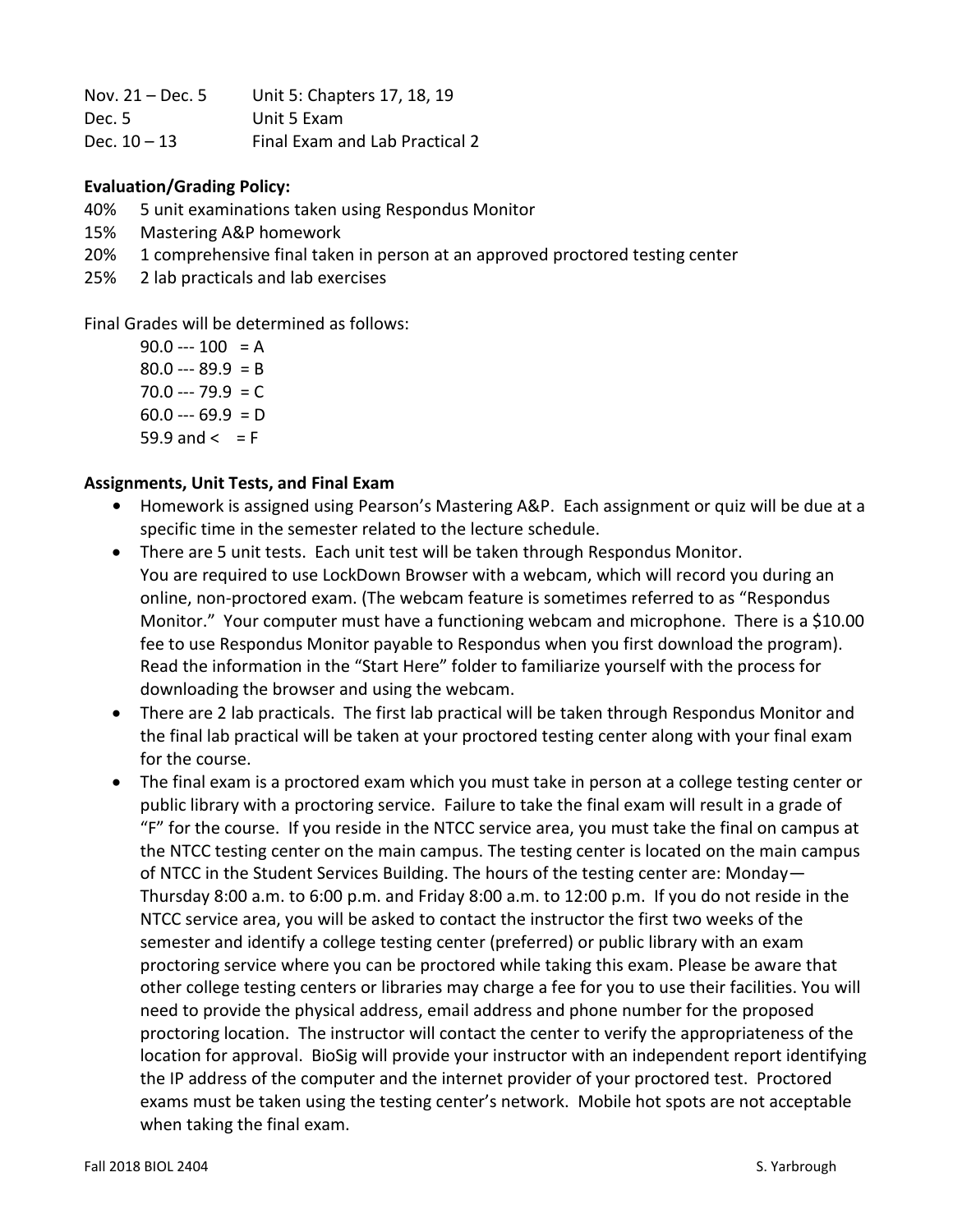| | |
|---|---|
| Nov. 21 – Dec. 5 | Unit 5: Chapters 17, 18, 19 |
| Dec. 5 | Unit 5 Exam |
| Dec. 10 – 13 | Final Exam and Lab Practical 2 |

**Evaluation/Grading Policy:**

40% 5 unit examinations taken using Respondus Monitor
15% Mastering A&P homework
20% 1 comprehensive final taken in person at an approved proctored testing center
25% 2 lab practicals and lab exercises

Final Grades will be determined as follows:

90.0 --- 100 = A
80.0 --- 89.9 = B
70.0 --- 79.9 = C
60.0 --- 69.9 = D
59.9 and < = F

**Assignments, Unit Tests, and Final Exam**

- Homework is assigned using Pearson's Mastering A&P. Each assignment or quiz will be due at a specific time in the semester related to the lecture schedule.
- There are 5 unit tests. Each unit test will be taken through Respondus Monitor. You are required to use LockDown Browser with a webcam, which will record you during an online, non-proctored exam. (The webcam feature is sometimes referred to as "Respondus Monitor." Your computer must have a functioning webcam and microphone. There is a $10.00 fee to use Respondus Monitor payable to Respondus when you first download the program). Read the information in the "Start Here" folder to familiarize yourself with the process for downloading the browser and using the webcam.
- There are 2 lab practicals. The first lab practical will be taken through Respondus Monitor and the final lab practical will be taken at your proctored testing center along with your final exam for the course.
- The final exam is a proctored exam which you must take in person at a college testing center or public library with a proctoring service. Failure to take the final exam will result in a grade of "F" for the course. If you reside in the NTCC service area, you must take the final on campus at the NTCC testing center on the main campus. The testing center is located on the main campus of NTCC in the Student Services Building. The hours of the testing center are: Monday—Thursday 8:00 a.m. to 6:00 p.m. and Friday 8:00 a.m. to 12:00 p.m. If you do not reside in the NTCC service area, you will be asked to contact the instructor the first two weeks of the semester and identify a college testing center (preferred) or public library with an exam proctoring service where you can be proctored while taking this exam. Please be aware that other college testing centers or libraries may charge a fee for you to use their facilities. You will need to provide the physical address, email address and phone number for the proposed proctoring location. The instructor will contact the center to verify the appropriateness of the location for approval. BioSig will provide your instructor with an independent report identifying the IP address of the computer and the internet provider of your proctored test. Proctored exams must be taken using the testing center's network. Mobile hot spots are not acceptable when taking the final exam.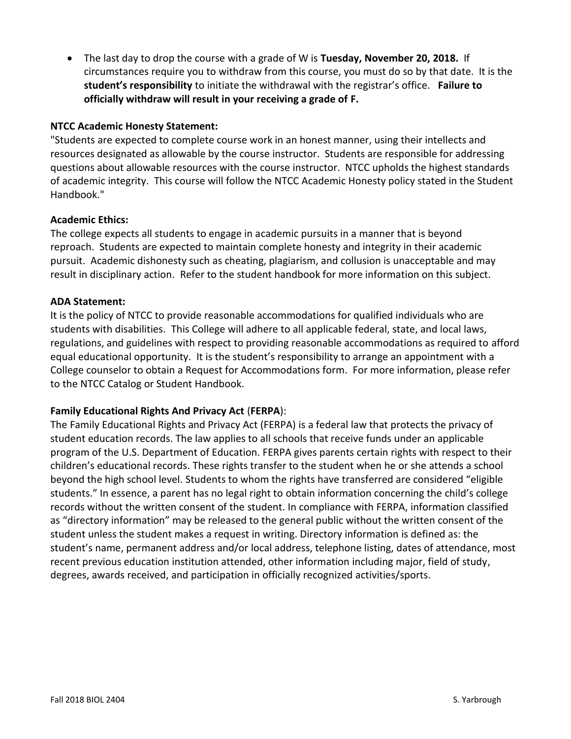- The last day to drop the course with a grade of W is **Tuesday, November 20, 2018.** If circumstances require you to withdraw from this course, you must do so by that date. It is the **student's responsibility** to initiate the withdrawal with the registrar's office. **Failure to officially withdraw will result in your receiving a grade of F.**

**NTCC Academic Honesty Statement:**

"Students are expected to complete course work in an honest manner, using their intellects and resources designated as allowable by the course instructor. Students are responsible for addressing questions about allowable resources with the course instructor. NTCC upholds the highest standards of academic integrity. This course will follow the NTCC Academic Honesty policy stated in the Student Handbook."

**Academic Ethics:**

The college expects all students to engage in academic pursuits in a manner that is beyond reproach. Students are expected to maintain complete honesty and integrity in their academic pursuit. Academic dishonesty such as cheating, plagiarism, and collusion is unacceptable and may result in disciplinary action. Refer to the student handbook for more information on this subject.

**ADA Statement:**

It is the policy of NTCC to provide reasonable accommodations for qualified individuals who are students with disabilities. This College will adhere to all applicable federal, state, and local laws, regulations, and guidelines with respect to providing reasonable accommodations as required to afford equal educational opportunity. It is the student's responsibility to arrange an appointment with a College counselor to obtain a Request for Accommodations form. For more information, please refer to the NTCC Catalog or Student Handbook.

**Family Educational Rights And Privacy Act** (**FERPA**):

The Family Educational Rights and Privacy Act (FERPA) is a federal law that protects the privacy of student education records. The law applies to all schools that receive funds under an applicable program of the U.S. Department of Education. FERPA gives parents certain rights with respect to their children's educational records. These rights transfer to the student when he or she attends a school beyond the high school level. Students to whom the rights have transferred are considered "eligible students." In essence, a parent has no legal right to obtain information concerning the child's college records without the written consent of the student. In compliance with FERPA, information classified as "directory information" may be released to the general public without the written consent of the student unless the student makes a request in writing. Directory information is defined as: the student's name, permanent address and/or local address, telephone listing, dates of attendance, most recent previous education institution attended, other information including major, field of study, degrees, awards received, and participation in officially recognized activities/sports.